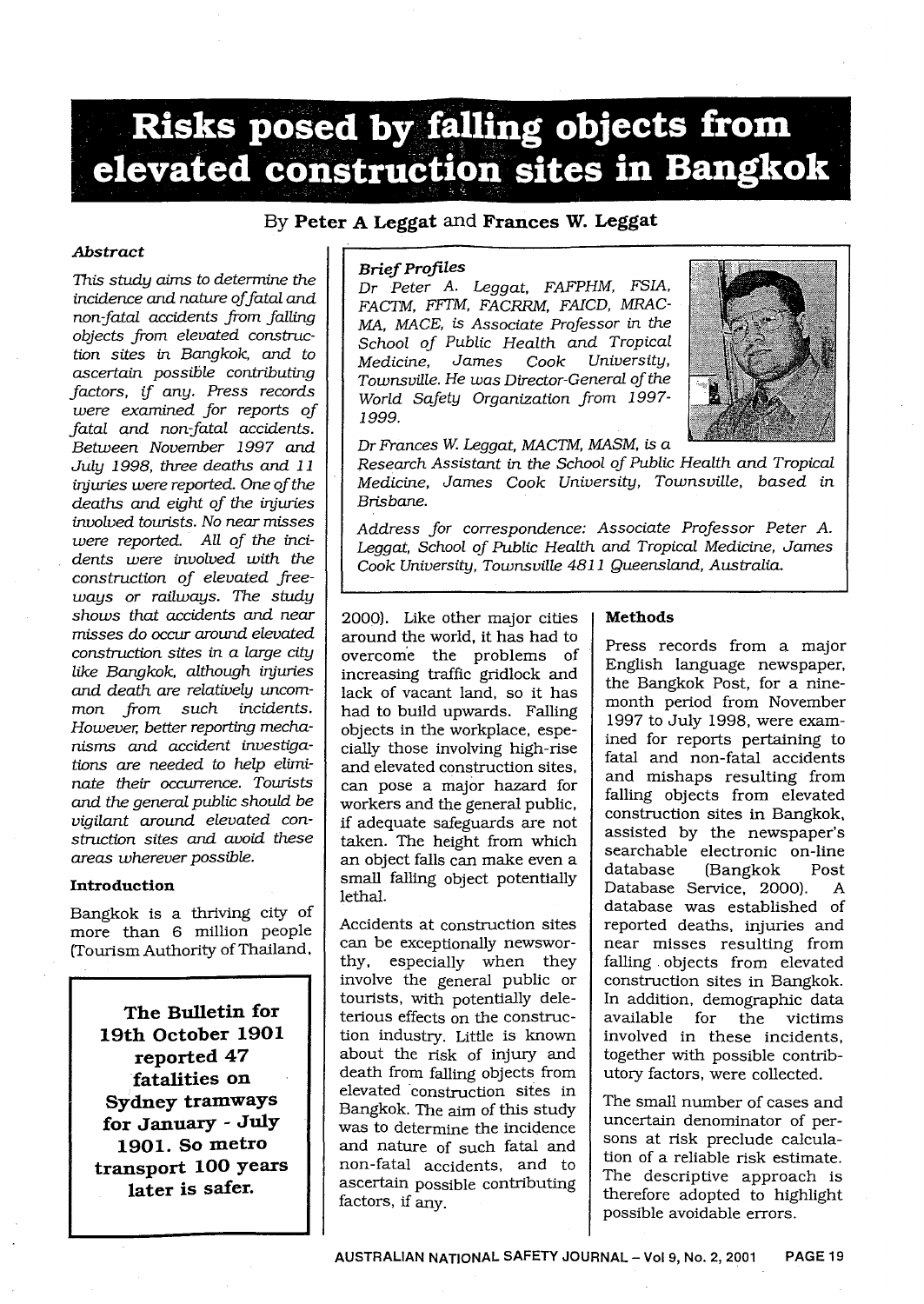# Risks posed by falling objects from elevated construction sites in Bangkok

By **Peter A Leggat** and **Frances W. Leggat**

### *Abstract*

*This study aims to determine the incidence and nature of fatal and non-fatal accidents from falling objects from elevated construction sites in Bangkok, and to ascertain possible contributing factors, if any. Press records were examined for reports of fatal and non-fatal accidents. Between November 1997 and July 1998, three deaths and 11 injuries were reported. One of the deaths and eight of the injuries involved tourists. No near misses were reported. All of the incidents were involved with the construction of elevated freeways or railways. The study shows that accidents and near misses do occur around elevated construction sites in a large city like Bangkok, although injuries and death are relatively uncommon from such incidents. However, better reporting mechanisms and accident investigations are needed to help eliminate their occurrence. Tourists and the general public should be vigilant around elevated construction sites and avoid these areas wherever possible.*

### *Brief Profiles*

*Dr Peter A. Leggat, FAFPHM, FSIA, FACTM, FFTM, FACRRM, FAICD, MRACMA, MACE, is Associate Professor in the School of Public Health and Tropical Medicine, James Cook University, Townsville. He was Director-General of the World Safety Organization from 1997-1999.*

*Dr Frances W. Leggat, MACTM, MASM, is a Research Assistant in the School of Public Health and Tropical Medicine, James Cook University, Townsville, based in Brisbane.*

*Address for correspondence: Associate Professor Peter A. Leggat, School of Public Health and Tropical Medicine, James Cook University, Townsville 4811 Queensland, Australia.*

### Introduction

Bangkok is a thriving city of more than 6 million people (Tourism Authority of Thailand, 2000). Like other major cities around the world, it has had to overcome the problems of increasing traffic gridlock and lack of vacant land, so it has had to build upwards. Falling objects in the workplace, especially those involving high-rise and elevated construction sites, can pose a major hazard for workers and the general public, if adequate safeguards are not taken. The height from which an object falls can make even a small falling object potentially lethal.

Accidents at construction sites can be exceptionally newsworthy, especially when they involve the general public or tourists, with potentially deleterious effects on the construction industry. Little is known about the risk of injury and death from falling objects from elevated construction sites in Bangkok. The aim of this study was to determine the incidence and nature of such fatal and non-fatal accidents, and to ascertain possible contributing factors, if any.

**The Bulletin for 19th October 1901 reported 47 fatalities on Sydney tramways for January - July 1901. So metro transport 100 years later is safer.**

### Methods

Press records from a major English language newspaper, the Bangkok Post, for a nine-month period from November 1997 to July 1998, were examined for reports pertaining to fatal and non-fatal accidents and mishaps resulting from falling objects from elevated construction sites in Bangkok, assisted by the newspaper's searchable electronic on-line database (Bangkok Post Database Service, 2000). A database was established of reported deaths, injuries and near misses resulting from falling objects from elevated construction sites in Bangkok. In addition, demographic data available for the victims involved in these incidents, together with possible contributory factors, were collected.

The small number of cases and uncertain denominator of persons at risk preclude calculation of a reliable risk estimate. The descriptive approach is therefore adopted to highlight possible avoidable errors.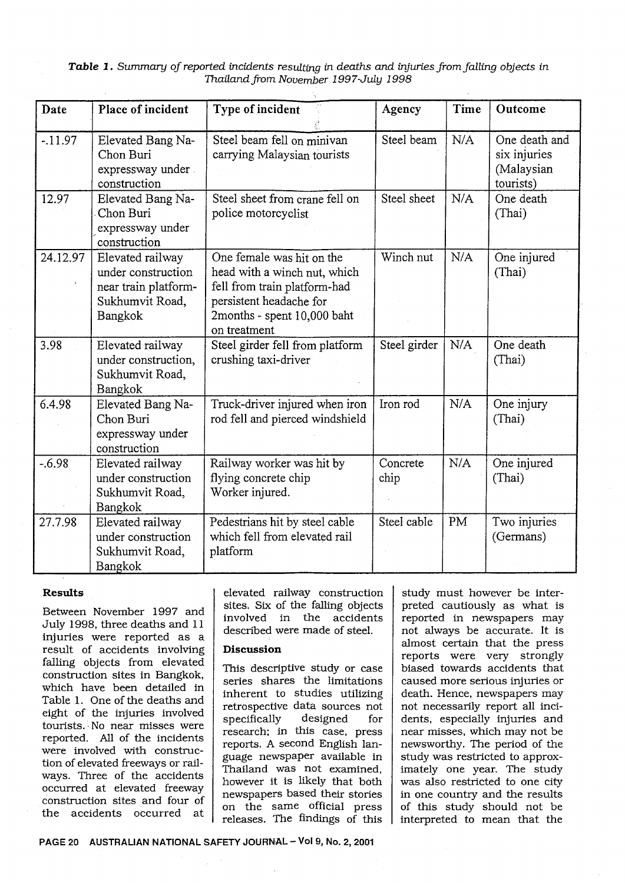*Table 1. Summary of reported incidents resulting in deaths and injuries from falling objects in Thailand from November 1997-July 1998*

| Date | Place of incident | Type of incident | Agency | Time | Outcome |
|---|---|---|---|---|---|
| -.11.97 | Elevated Bang Na-Chon Buri expressway under construction | Steel beam fell on minivan carrying Malaysian tourists | Steel beam | N/A | One death and six injuries (Malaysian tourists) |
| 12.97 | Elevated Bang Na-Chon Buri expressway under construction | Steel sheet from crane fell on police motorcyclist | Steel sheet | N/A | One death (Thai) |
| 24.12.97 | Elevated railway under construction near train platform-Sukhumvit Road, Bangkok | One female was hit on the head with a winch nut, which fell from train platform-had persistent headache for 2months - spent 10,000 baht on treatment | Winch nut | N/A | One injured (Thai) |
| 3.98 | Elevated railway under construction, Sukhumvit Road, Bangkok | Steel girder fell from platform crushing taxi-driver | Steel girder | N/A | One death (Thai) |
| 6.4.98 | Elevated Bang Na-Chon Buri expressway under construction | Truck-driver injured when iron rod fell and pierced windshield | Iron rod | N/A | One injury (Thai) |
| -.6.98 | Elevated railway under construction Sukhumvit Road, Bangkok | Railway worker was hit by flying concrete chip Worker injured. | Concrete chip | N/A | One injured (Thai) |
| 27.7.98 | Elevated railway under construction Sukhumvit Road, Bangkok | Pedestrians hit by steel cable which fell from elevated rail platform | Steel cable | PM | Two injuries (Germans) |

**Results**

Between November 1997 and July 1998, three deaths and 11 injuries were reported as a result of accidents involving falling objects from elevated construction sites in Bangkok, which have been detailed in Table 1. One of the deaths and eight of the injuries involved tourists. No near misses were reported. All of the incidents were involved with construction of elevated freeways or railways. Three of the accidents occurred at elevated freeway construction sites and four of the accidents occurred at elevated railway construction sites. Six of the falling objects involved in the accidents described were made of steel.

**Discussion**

This descriptive study or case series shares the limitations inherent to studies utilizing retrospective data sources not specifically designed for research; in this case, press reports. A second English language newspaper available in Thailand was not examined, however it is likely that both newspapers based their stories on the same official press releases. The findings of this study must however be interpreted cautiously as what is reported in newspapers may not always be accurate. It is almost certain that the press reports were very strongly biased towards accidents that caused more serious injuries or death. Hence, newspapers may not necessarily report all incidents, especially injuries and near misses, which may not be newsworthy. The period of the study was restricted to approximately one year. The study was also restricted to one city in one country and the results of this study should not be interpreted to mean that the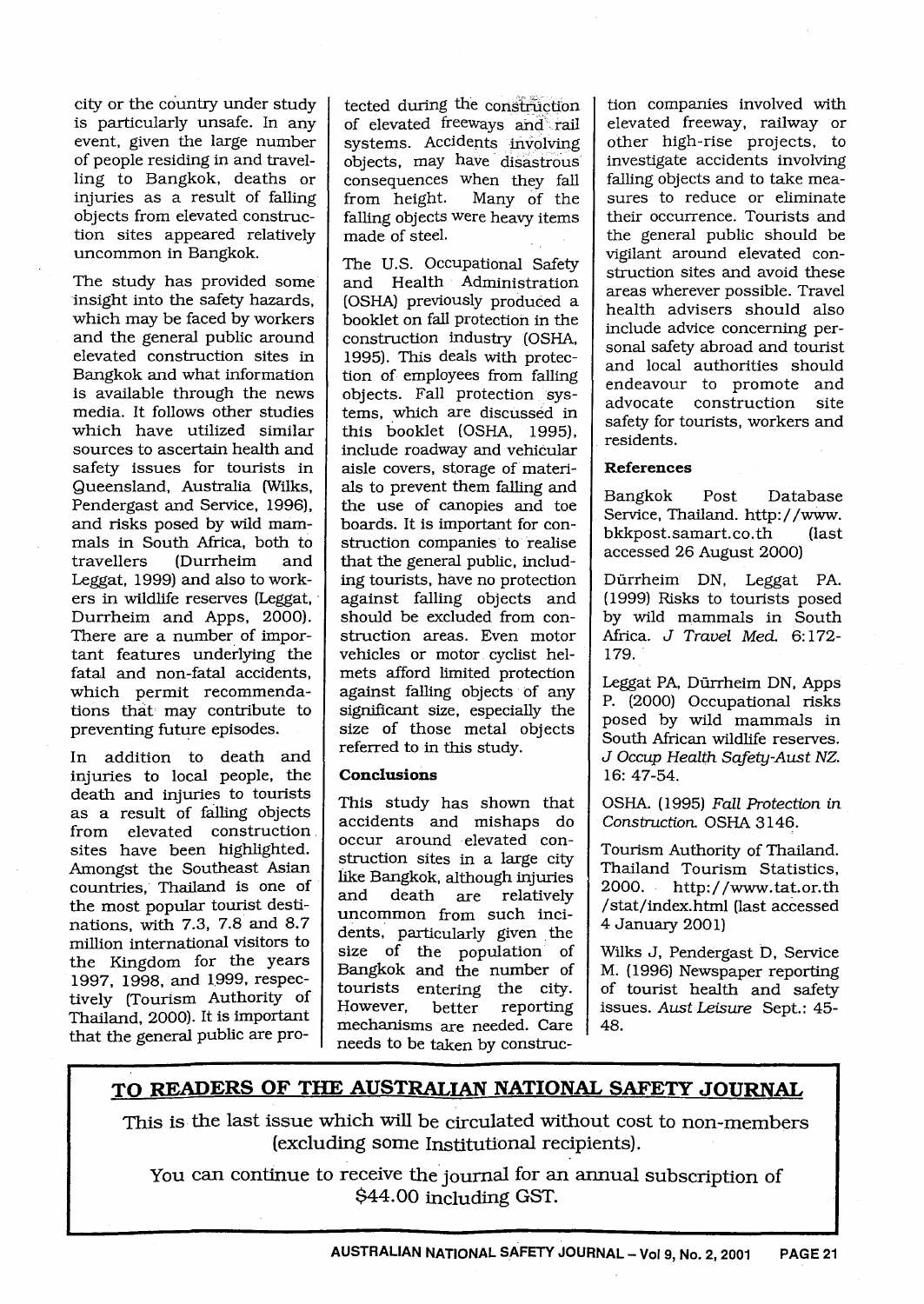city or the country under study is particularly unsafe. In any event, given the large number of people residing in and travelling to Bangkok, deaths or injuries as a result of falling objects from elevated construction sites appeared relatively uncommon in Bangkok.

The study has provided some insight into the safety hazards, which may be faced by workers and the general public around elevated construction sites in Bangkok and what information is available through the news media. It follows other studies which have utilized similar sources to ascertain health and safety issues for tourists in Queensland, Australia (Wilks, Pendergast and Service, 1996), and risks posed by wild mammals in South Africa, both to travellers (Durrheim and Leggat, 1999) and also to workers in wildlife reserves (Leggat, Durrheim and Apps, 2000). There are a number of important features underlying the fatal and non-fatal accidents, which permit recommendations that may contribute to preventing future episodes.

In addition to death and injuries to local people, the death and injuries to tourists as a result of falling objects from elevated construction sites have been highlighted. Amongst the Southeast Asian countries, Thailand is one of the most popular tourist destinations, with 7.3, 7.8 and 8.7 million international visitors to the Kingdom for the years 1997, 1998, and 1999, respectively (Tourism Authority of Thailand, 2000). It is important that the general public are protected during the construction of elevated freeways and rail systems. Accidents involving objects, may have disastrous consequences when they fall from height. Many of the falling objects were heavy items made of steel.

The U.S. Occupational Safety and Health Administration (OSHA) previously produced a booklet on fall protection in the construction industry (OSHA, 1995). This deals with protection of employees from falling objects. Fall protection systems, which are discussed in this booklet (OSHA, 1995), include roadway and vehicular aisle covers, storage of materials to prevent them falling and the use of canopies and toe boards. It is important for construction companies to realise that the general public, including tourists, have no protection against falling objects and should be excluded from construction areas. Even motor vehicles or motor cyclist helmets afford limited protection against falling objects of any significant size, especially the size of those metal objects referred to in this study.

### Conclusions

This study has shown that accidents and mishaps do occur around elevated construction sites in a large city like Bangkok, although injuries and death are relatively uncommon from such incidents, particularly given the size of the population of Bangkok and the number of tourists entering the city. However, better reporting mechanisms are needed. Care needs to be taken by construction companies involved with elevated freeway, railway or other high-rise projects, to investigate accidents involving falling objects and to take measures to reduce or eliminate their occurrence. Tourists and the general public should be vigilant around elevated construction sites and avoid these areas wherever possible. Travel health advisers should also include advice concerning personal safety abroad and tourist and local authorities should endeavour to promote and advocate construction site safety for tourists, workers and residents.

### References

Bangkok Post Database Service, Thailand. http://www.bkkpost.samart.co.th (last accessed 26 August 2000)

Dürrheim DN, Leggat PA. (1999) Risks to tourists posed by wild mammals in South Africa. *J Travel Med.* 6:172-179.

Leggat PA, Dürrheim DN, Apps P. (2000) Occupational risks posed by wild mammals in South African wildlife reserves. *J Occup Health Safety-Aust NZ.* 16: 47-54.

OSHA. (1995) *Fall Protection in Construction.* OSHA 3146.

Tourism Authority of Thailand. Thailand Tourism Statistics, 2000. http://www.tat.or.th/stat/index.html (last accessed 4 January 2001)

Wilks J, Pendergast D, Service M. (1996) Newspaper reporting of tourist health and safety issues. *Aust Leisure* Sept.: 45-48.

## TO READERS OF THE AUSTRALIAN NATIONAL SAFETY JOURNAL

This is the last issue which will be circulated without cost to non-members (excluding some Institutional recipients).

You can continue to receive the journal for an annual subscription of $44.00 including GST.